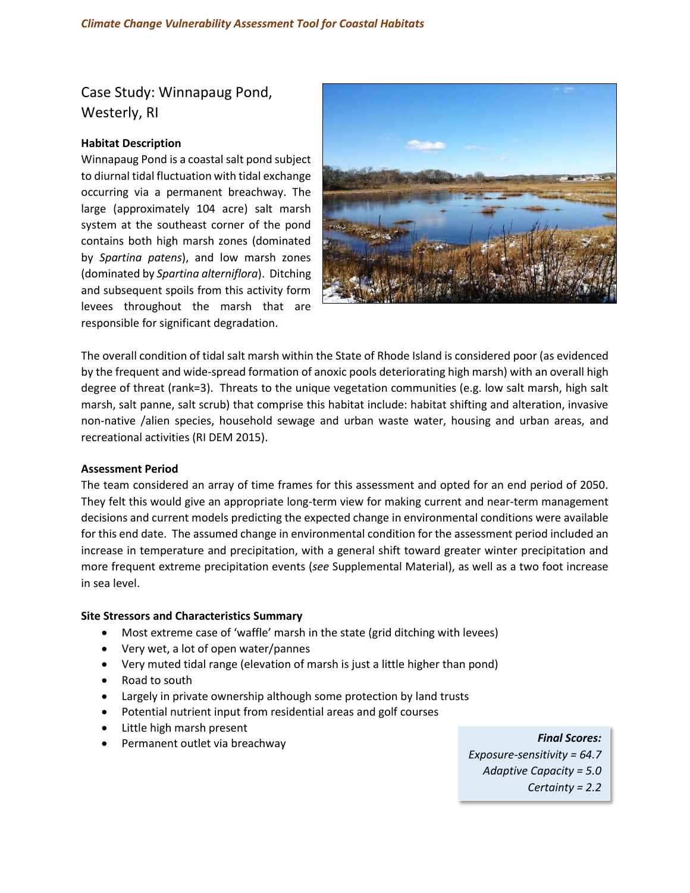# Case Study: Winnapaug Pond, Westerly, RI

### Habitat Description

Winnapaug Pond is a coastal salt pond subject to diurnal tidal fluctuation with tidal exchange occurring via a permanent breachway. The large (approximately 104 acre) salt marsh system at the southeast corner of the pond contains both high marsh zones (dominated by *Spartina patens*), and low marsh zones (dominated by *Spartina alterniflora*). Ditching and subsequent spoils from this activity form levees throughout the marsh that are responsible for significant degradation.

The overall condition of tidal salt marsh within the State of Rhode Island is considered poor (as evidenced by the frequent and wide-spread formation of anoxic pools deteriorating high marsh) with an overall high degree of threat (rank=3). Threats to the unique vegetation communities (e.g. low salt marsh, high salt marsh, salt panne, salt scrub) that comprise this habitat include: habitat shifting and alteration, invasive non-native /alien species, household sewage and urban waste water, housing and urban areas, and recreational activities (RI DEM 2015).

### Assessment Period

The team considered an array of time frames for this assessment and opted for an end period of 2050. They felt this would give an appropriate long-term view for making current and near-term management decisions and current models predicting the expected change in environmental conditions were available for this end date. The assumed change in environmental condition for the assessment period included an increase in temperature and precipitation, with a general shift toward greater winter precipitation and more frequent extreme precipitation events (*see* Supplemental Material), as well as a two foot increase in sea level.

### Site Stressors and Characteristics Summary

- Most extreme case of 'waffle' marsh in the state (grid ditching with levees)
- Very wet, a lot of open water/pannes
- Very muted tidal range (elevation of marsh is just a little higher than pond)
- Road to south
- Largely in private ownership although some protection by land trusts
- Potential nutrient input from residential areas and golf courses
- Little high marsh present
- Permanent outlet via breachway

***Final Scores:***
*Exposure-sensitivity = 64.7*
*Adaptive Capacity = 5.0*
*Certainty = 2.2*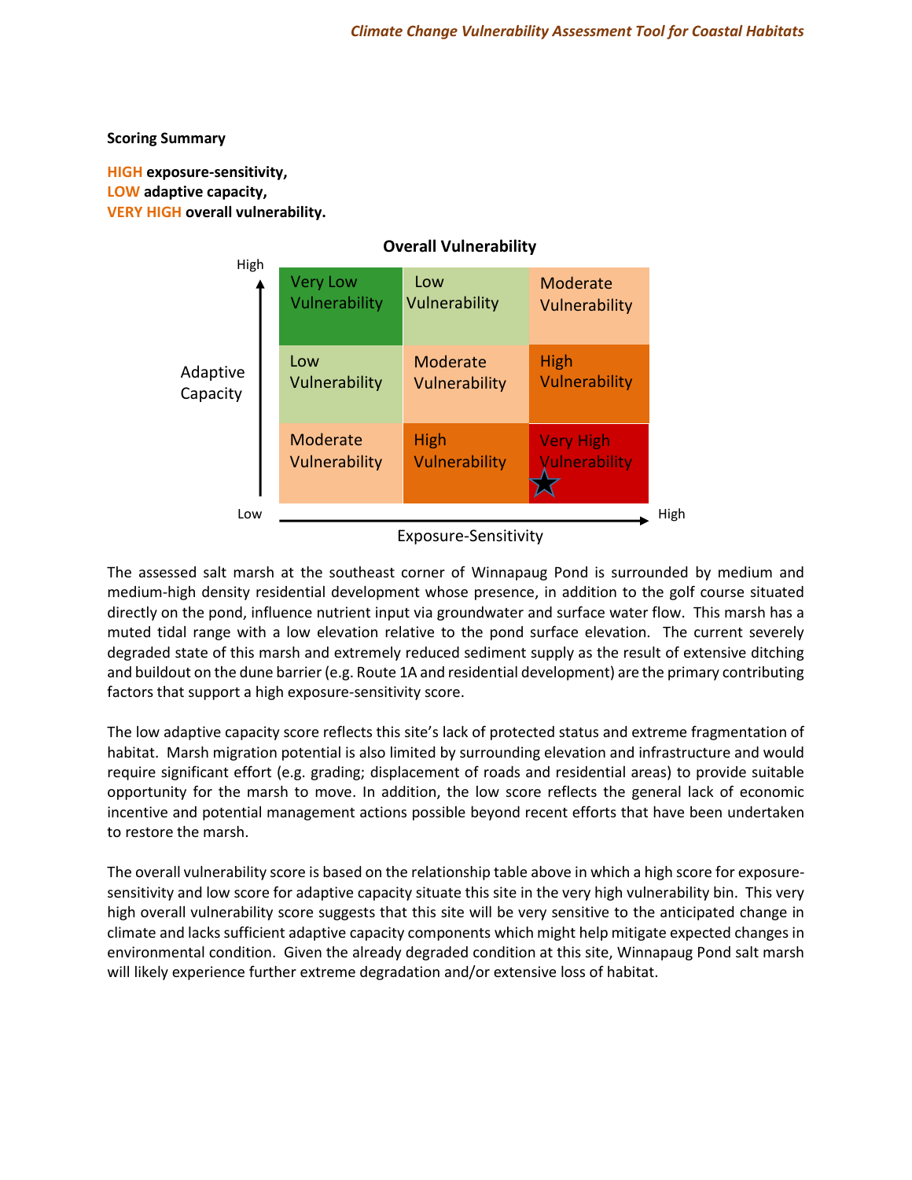**Scoring Summary**

**HIGH exposure-sensitivity,**
**LOW adaptive capacity,**
**VERY HIGH overall vulnerability.**

**Overall Vulnerability**

| Adaptive Capacity ↑ / Exposure-Sensitivity → | Low | | High |
|---|---|---|---|
| High | Very Low Vulnerability | Low Vulnerability | Moderate Vulnerability |
| | Low Vulnerability | Moderate Vulnerability | High Vulnerability |
| Low | Moderate Vulnerability | High Vulnerability | Very High Vulnerability ★ |

The assessed salt marsh at the southeast corner of Winnapaug Pond is surrounded by medium and medium-high density residential development whose presence, in addition to the golf course situated directly on the pond, influence nutrient input via groundwater and surface water flow. This marsh has a muted tidal range with a low elevation relative to the pond surface elevation. The current severely degraded state of this marsh and extremely reduced sediment supply as the result of extensive ditching and buildout on the dune barrier (e.g. Route 1A and residential development) are the primary contributing factors that support a high exposure-sensitivity score.

The low adaptive capacity score reflects this site's lack of protected status and extreme fragmentation of habitat. Marsh migration potential is also limited by surrounding elevation and infrastructure and would require significant effort (e.g. grading; displacement of roads and residential areas) to provide suitable opportunity for the marsh to move. In addition, the low score reflects the general lack of economic incentive and potential management actions possible beyond recent efforts that have been undertaken to restore the marsh.

The overall vulnerability score is based on the relationship table above in which a high score for exposure-sensitivity and low score for adaptive capacity situate this site in the very high vulnerability bin. This very high overall vulnerability score suggests that this site will be very sensitive to the anticipated change in climate and lacks sufficient adaptive capacity components which might help mitigate expected changes in environmental condition. Given the already degraded condition at this site, Winnapaug Pond salt marsh will likely experience further extreme degradation and/or extensive loss of habitat.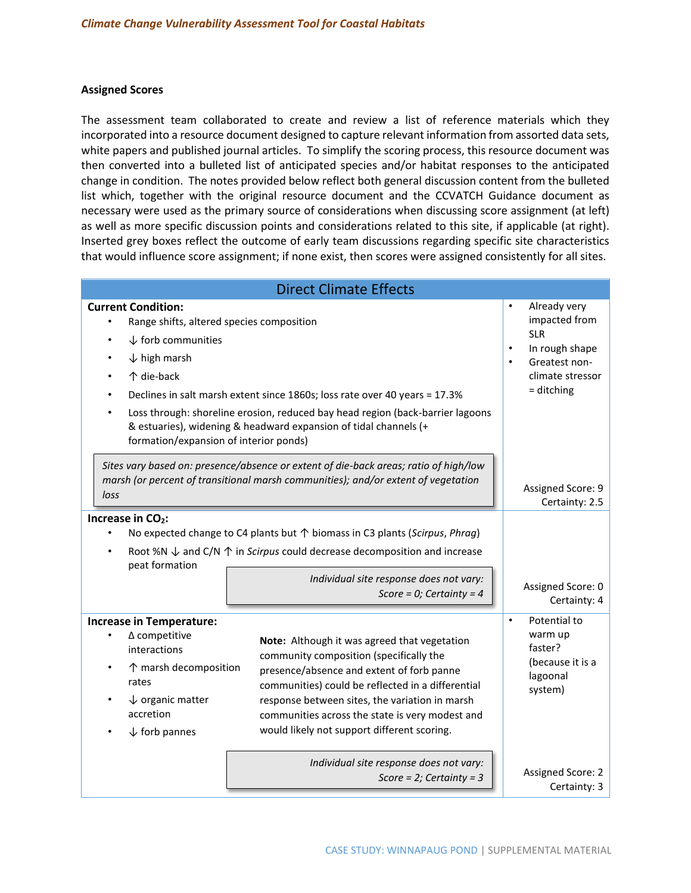### Assigned Scores

The assessment team collaborated to create and review a list of reference materials which they incorporated into a resource document designed to capture relevant information from assorted data sets, white papers and published journal articles. To simplify the scoring process, this resource document was then converted into a bulleted list of anticipated species and/or habitat responses to the anticipated change in condition. The notes provided below reflect both general discussion content from the bulleted list which, together with the original resource document and the CCVATCH Guidance document as necessary were used as the primary source of considerations when discussing score assignment (at left) as well as more specific discussion points and considerations related to this site, if applicable (at right). Inserted grey boxes reflect the outcome of early team discussions regarding specific site characteristics that would influence score assignment; if none exist, then scores were assigned consistently for all sites.

## Direct Climate Effects

**Current Condition:**

- Range shifts, altered species composition
- ↓ forb communities
- ↓ high marsh
- ↑ die-back
- Declines in salt marsh extent since 1860s; loss rate over 40 years = 17.3%
- Loss through: shoreline erosion, reduced bay head region (back-barrier lagoons & estuaries), widening & headward expansion of tidal channels (+ formation/expansion of interior ponds)

*Sites vary based on: presence/absence or extent of die-back areas; ratio of high/low marsh (or percent of transitional marsh communities); and/or extent of vegetation loss*

Site notes:

- Already very impacted from SLR
- In rough shape
- Greatest non-climate stressor = ditching

Assigned Score: 9
Certainty: 2.5

**Increase in $CO_2$:**

- No expected change to C4 plants but ↑ biomass in C3 plants (*Scirpus*, *Phrag*)
- Root %N ↓ and C/N ↑ in *Scirpus* could decrease decomposition and increase peat formation

*Individual site response does not vary: Score = 0; Certainty = 4*

Assigned Score: 0
Certainty: 4

**Increase in Temperature:**

- Δ competitive interactions
- ↑ marsh decomposition rates
- ↓ organic matter accretion
- ↓ forb pannes

**Note:** Although it was agreed that vegetation community composition (specifically the presence/absence and extent of forb panne communities) could be reflected in a differential response between sites, the variation in marsh communities across the state is very modest and would likely not support different scoring.

*Individual site response does not vary: Score = 2; Certainty = 3*

Site notes:

- Potential to warm up faster? (because it is a lagoonal system)

Assigned Score: 2
Certainty: 3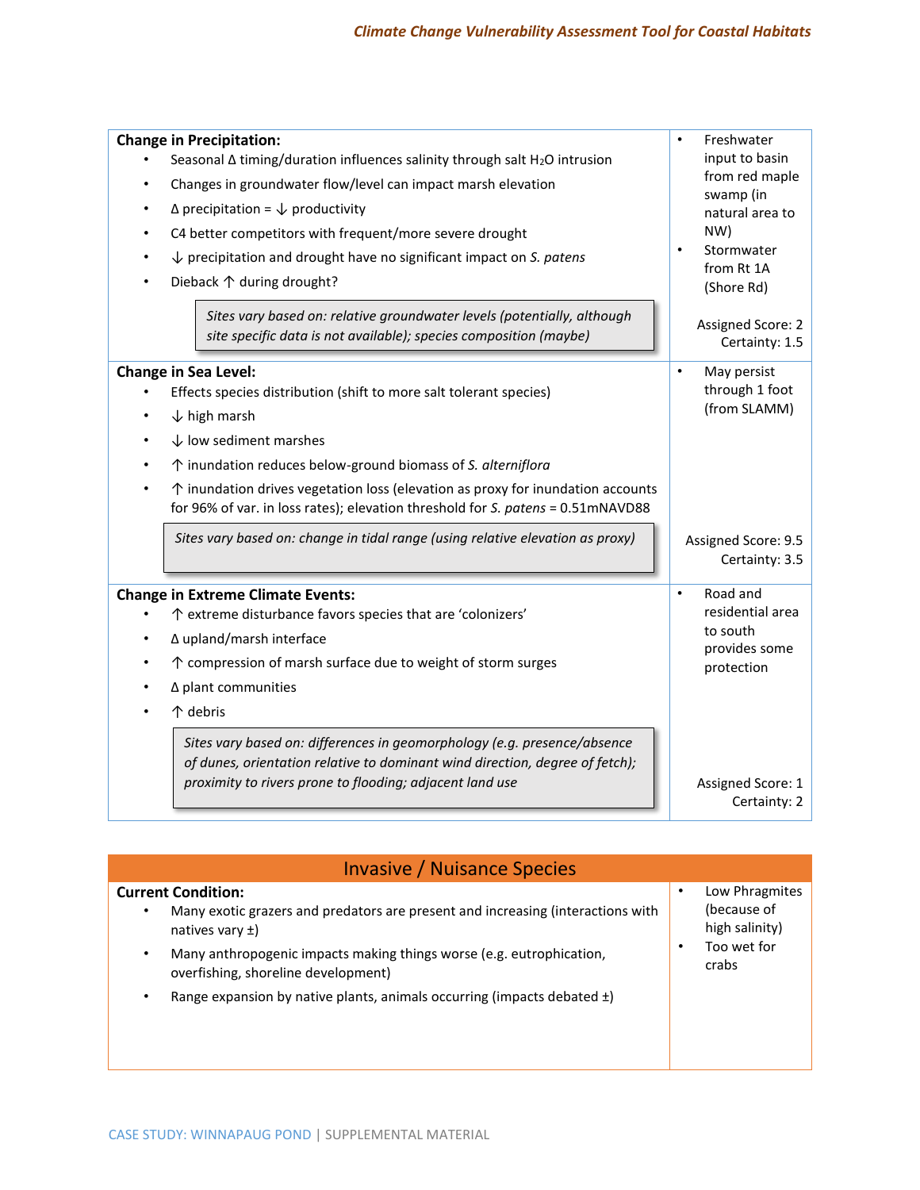| | |
|---|---|
| **Change in Precipitation:**<br>• Seasonal Δ timing/duration influences salinity through salt $H_2O$ intrusion<br>• Changes in groundwater flow/level can impact marsh elevation<br>• Δ precipitation = ↓ productivity<br>• C4 better competitors with frequent/more severe drought<br>• ↓ precipitation and drought have no significant impact on *S. patens*<br>• Dieback ↑ during drought?<br><br>*Sites vary based on: relative groundwater levels (potentially, although site specific data is not available); species composition (maybe)* | • Freshwater input to basin from red maple swamp (in natural area to NW)<br>• Stormwater from Rt 1A (Shore Rd)<br><br>Assigned Score: 2<br>Certainty: 1.5 |
| **Change in Sea Level:**<br>• Effects species distribution (shift to more salt tolerant species)<br>• ↓ high marsh<br>• ↓ low sediment marshes<br>• ↑ inundation reduces below-ground biomass of *S. alterniflora*<br>• ↑ inundation drives vegetation loss (elevation as proxy for inundation accounts for 96% of var. in loss rates); elevation threshold for *S. patens* = 0.51mNAVD88<br><br>*Sites vary based on: change in tidal range (using relative elevation as proxy)* | • May persist through 1 foot (from SLAMM)<br><br>Assigned Score: 9.5<br>Certainty: 3.5 |
| **Change in Extreme Climate Events:**<br>• ↑ extreme disturbance favors species that are 'colonizers'<br>• Δ upland/marsh interface<br>• ↑ compression of marsh surface due to weight of storm surges<br>• Δ plant communities<br>• ↑ debris<br><br>*Sites vary based on: differences in geomorphology (e.g. presence/absence of dunes, orientation relative to dominant wind direction, degree of fetch); proximity to rivers prone to flooding; adjacent land use* | • Road and residential area to south provides some protection<br><br>Assigned Score: 1<br>Certainty: 2 |

## Invasive / Nuisance Species

| | |
|---|---|
| **Current Condition:**<br>• Many exotic grazers and predators are present and increasing (interactions with natives vary ±)<br>• Many anthropogenic impacts making things worse (e.g. eutrophication, overfishing, shoreline development)<br>• Range expansion by native plants, animals occurring (impacts debated ±) | • Low Phragmites (because of high salinity)<br>• Too wet for crabs |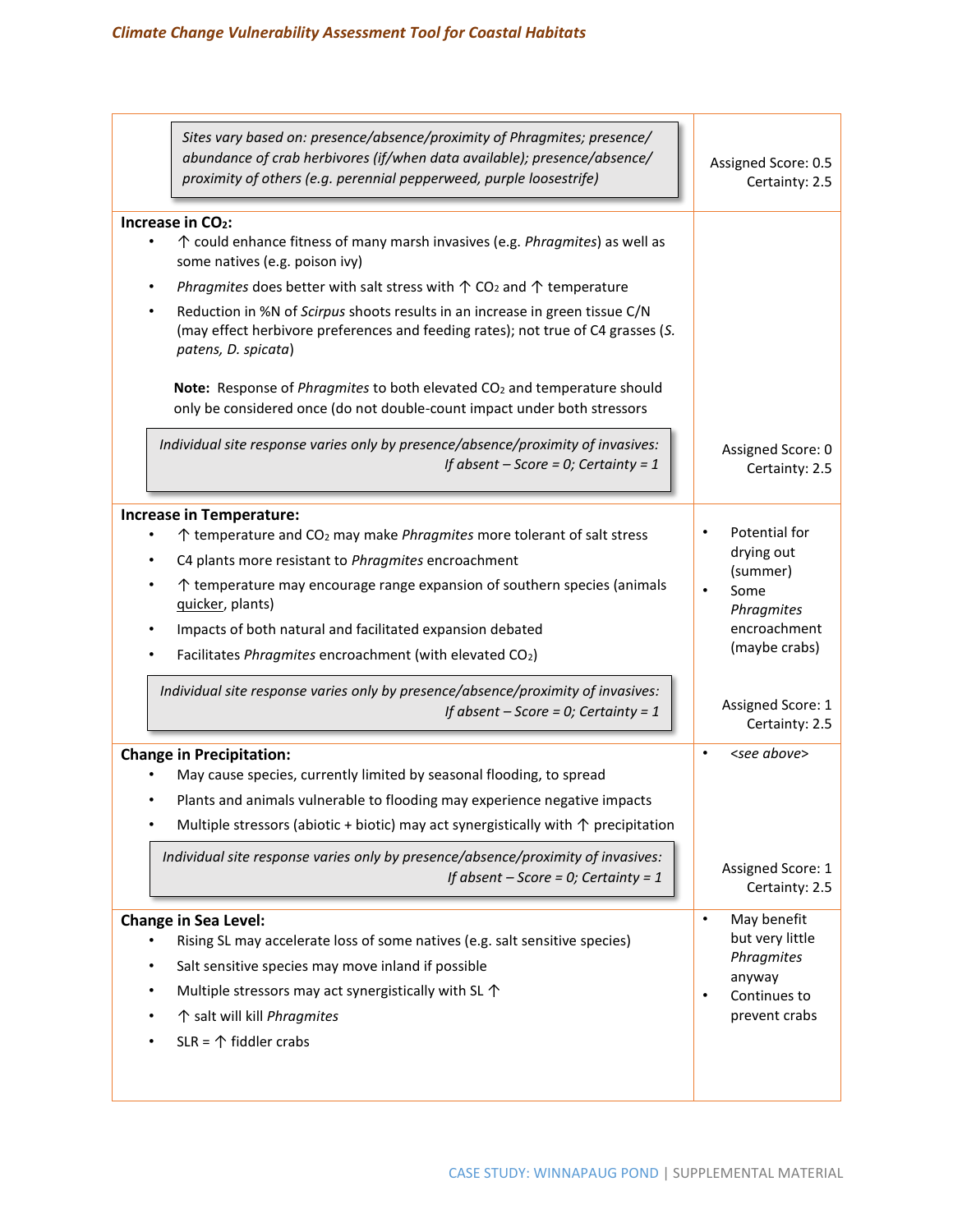| | |
|---|---|
| *Sites vary based on: presence/absence/proximity of Phragmites; presence/ abundance of crab herbivores (if/when data available); presence/absence/ proximity of others (e.g. perennial pepperweed, purple loosestrife)* | Assigned Score: 0.5<br>Certainty: 2.5 |
| **Increase in $CO_2$:**<br>• ↑ could enhance fitness of many marsh invasives (e.g. *Phragmites*) as well as some natives (e.g. poison ivy)<br>• *Phragmites* does better with salt stress with ↑ $CO_2$ and ↑ temperature<br>• Reduction in %N of *Scirpus* shoots results in an increase in green tissue C/N (may effect herbivore preferences and feeding rates); not true of C4 grasses (*S. patens, D. spicata*)<br><br>**Note:** Response of *Phragmites* to both elevated $CO_2$ and temperature should only be considered once (do not double-count impact under both stressors<br><br>*Individual site response varies only by presence/absence/proximity of invasives: If absent – Score = 0; Certainty = 1* | Assigned Score: 0<br>Certainty: 2.5 |
| **Increase in Temperature:**<br>• ↑ temperature and $CO_2$ may make *Phragmites* more tolerant of salt stress<br>• C4 plants more resistant to *Phragmites* encroachment<br>• ↑ temperature may encourage range expansion of southern species (animals <u>quicker</u>, plants)<br>• Impacts of both natural and facilitated expansion debated<br>• Facilitates *Phragmites* encroachment (with elevated $CO_2$)<br><br>*Individual site response varies only by presence/absence/proximity of invasives: If absent – Score = 0; Certainty = 1* | • Potential for drying out (summer)<br>• Some *Phragmites* encroachment (maybe crabs)<br><br>Assigned Score: 1<br>Certainty: 2.5 |
| **Change in Precipitation:**<br>• May cause species, currently limited by seasonal flooding, to spread<br>• Plants and animals vulnerable to flooding may experience negative impacts<br>• Multiple stressors (abiotic + biotic) may act synergistically with ↑ precipitation<br><br>*Individual site response varies only by presence/absence/proximity of invasives: If absent – Score = 0; Certainty = 1* | • *<see above>*<br><br>Assigned Score: 1<br>Certainty: 2.5 |
| **Change in Sea Level:**<br>• Rising SL may accelerate loss of some natives (e.g. salt sensitive species)<br>• Salt sensitive species may move inland if possible<br>• Multiple stressors may act synergistically with SL ↑<br>• ↑ salt will kill *Phragmites*<br>• SLR = ↑ fiddler crabs | • May benefit but very little *Phragmites* anyway<br>• Continues to prevent crabs |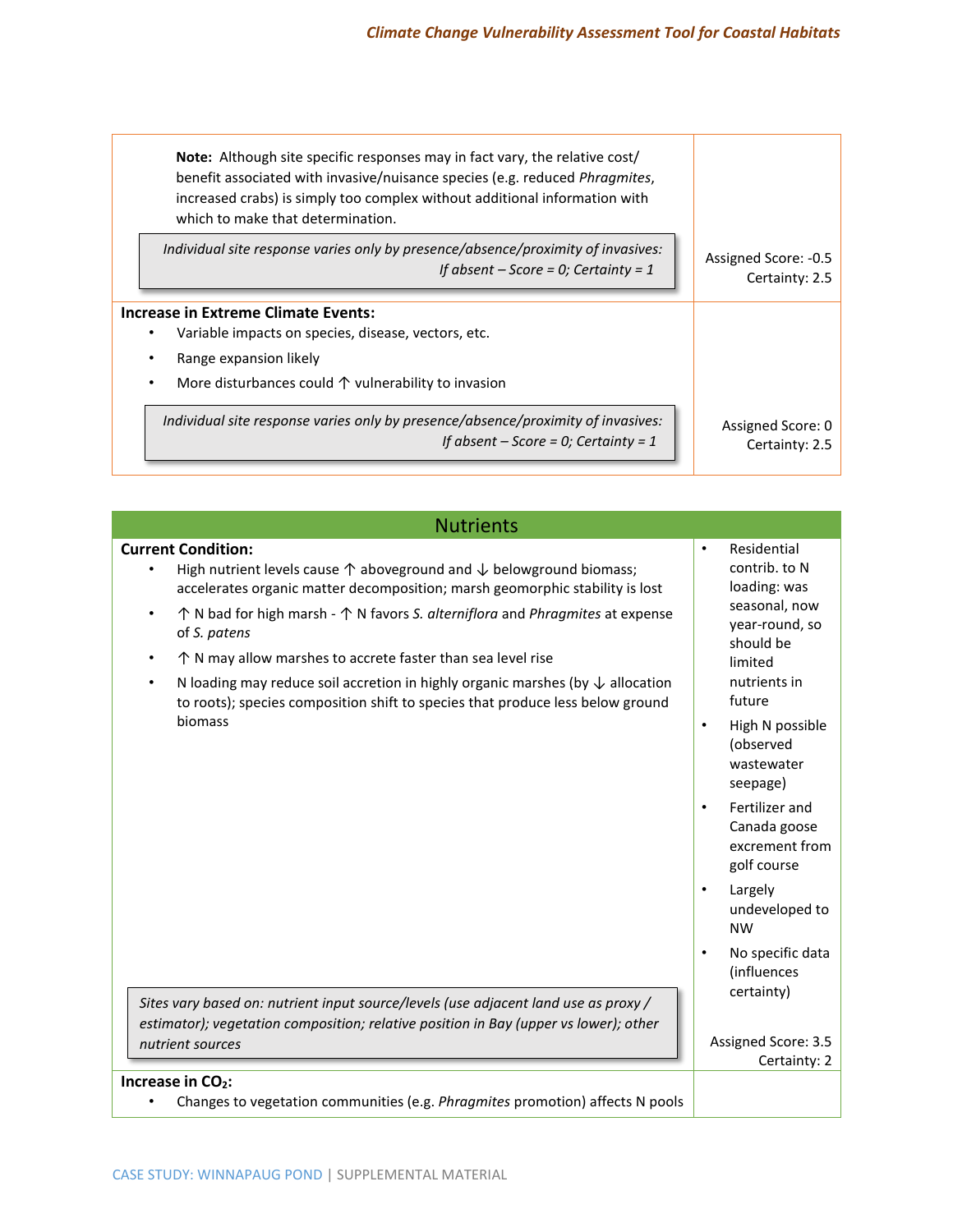| | |
|---|---|
| **Note:** Although site specific responses may in fact vary, the relative cost/ benefit associated with invasive/nuisance species (e.g. reduced *Phragmites*, increased crabs) is simply too complex without additional information with which to make that determination.<br><br>*Individual site response varies only by presence/absence/proximity of invasives: If absent – Score = 0; Certainty = 1* | Assigned Score: -0.5<br>Certainty: 2.5 |
| **Increase in Extreme Climate Events:**<br>• Variable impacts on species, disease, vectors, etc.<br>• Range expansion likely<br>• More disturbances could ↑ vulnerability to invasion<br><br>*Individual site response varies only by presence/absence/proximity of invasives: If absent – Score = 0; Certainty = 1* | Assigned Score: 0<br>Certainty: 2.5 |

## Nutrients

| | |
|---|---|
| **Current Condition:**<br>• High nutrient levels cause ↑ aboveground and ↓ belowground biomass; accelerates organic matter decomposition; marsh geomorphic stability is lost<br>• ↑ N bad for high marsh - ↑ N favors *S. alterniflora* and *Phragmites* at expense of *S. patens*<br>• ↑ N may allow marshes to accrete faster than sea level rise<br>• N loading may reduce soil accretion in highly organic marshes (by ↓ allocation to roots); species composition shift to species that produce less below ground biomass<br><br>*Sites vary based on: nutrient input source/levels (use adjacent land use as proxy / estimator); vegetation composition; relative position in Bay (upper vs lower); other nutrient sources* | • Residential contrib. to N loading: was seasonal, now year-round, so should be limited nutrients in future<br>• High N possible (observed wastewater seepage)<br>• Fertilizer and Canada goose excrement from golf course<br>• Largely undeveloped to NW<br>• No specific data (influences certainty)<br><br>Assigned Score: 3.5<br>Certainty: 2 |
| **Increase in $CO_2$:**<br>• Changes to vegetation communities (e.g. *Phragmites* promotion) affects N pools | |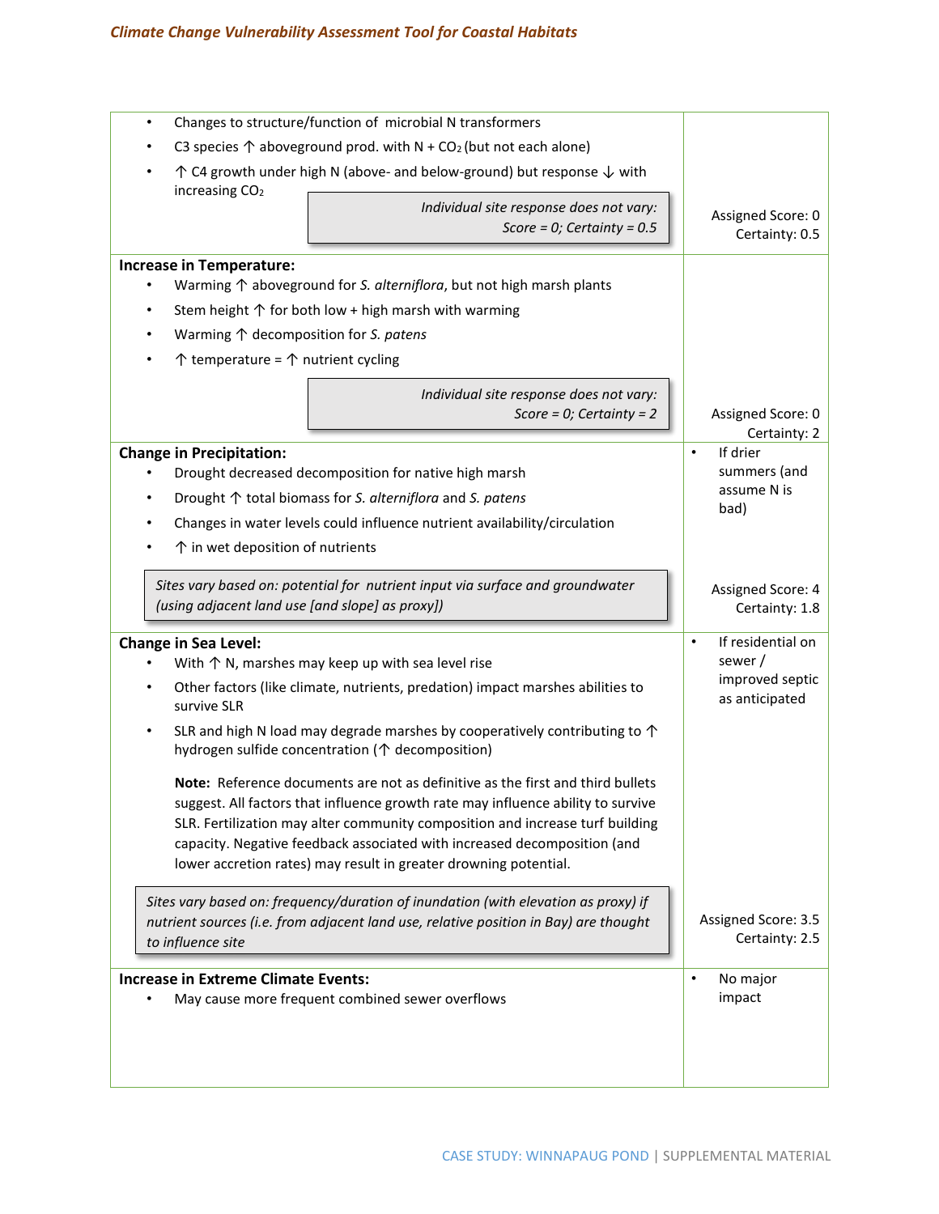| | |
|---|---|
| • Changes to structure/function of microbial N transformers<br>• C3 species ↑ aboveground prod. with N + $CO_2$ (but not each alone)<br>• ↑ C4 growth under high N (above- and below-ground) but response ↓ with increasing $CO_2$<br>*Individual site response does not vary: Score = 0; Certainty = 0.5* | Assigned Score: 0<br>Certainty: 0.5 |
| **Increase in Temperature:**<br>• Warming ↑ aboveground for *S. alterniflora*, but not high marsh plants<br>• Stem height ↑ for both low + high marsh with warming<br>• Warming ↑ decomposition for *S. patens*<br>• ↑ temperature = ↑ nutrient cycling<br>*Individual site response does not vary: Score = 0; Certainty = 2* | Assigned Score: 0<br>Certainty: 2 |
| **Change in Precipitation:**<br>• Drought decreased decomposition for native high marsh<br>• Drought ↑ total biomass for *S. alterniflora* and *S. patens*<br>• Changes in water levels could influence nutrient availability/circulation<br>• ↑ in wet deposition of nutrients<br>*Sites vary based on: potential for nutrient input via surface and groundwater (using adjacent land use [and slope] as proxy])* | • If drier summers (and assume N is bad)<br>Assigned Score: 4<br>Certainty: 1.8 |
| **Change in Sea Level:**<br>• With ↑ N, marshes may keep up with sea level rise<br>• Other factors (like climate, nutrients, predation) impact marshes abilities to survive SLR<br>• SLR and high N load may degrade marshes by cooperatively contributing to ↑ hydrogen sulfide concentration (↑ decomposition)<br>**Note:** Reference documents are not as definitive as the first and third bullets suggest. All factors that influence growth rate may influence ability to survive SLR. Fertilization may alter community composition and increase turf building capacity. Negative feedback associated with increased decomposition (and lower accretion rates) may result in greater drowning potential.<br>*Sites vary based on: frequency/duration of inundation (with elevation as proxy) if nutrient sources (i.e. from adjacent land use, relative position in Bay) are thought to influence site* | • If residential on sewer / improved septic as anticipated<br>Assigned Score: 3.5<br>Certainty: 2.5 |
| **Increase in Extreme Climate Events:**<br>• May cause more frequent combined sewer overflows | • No major impact |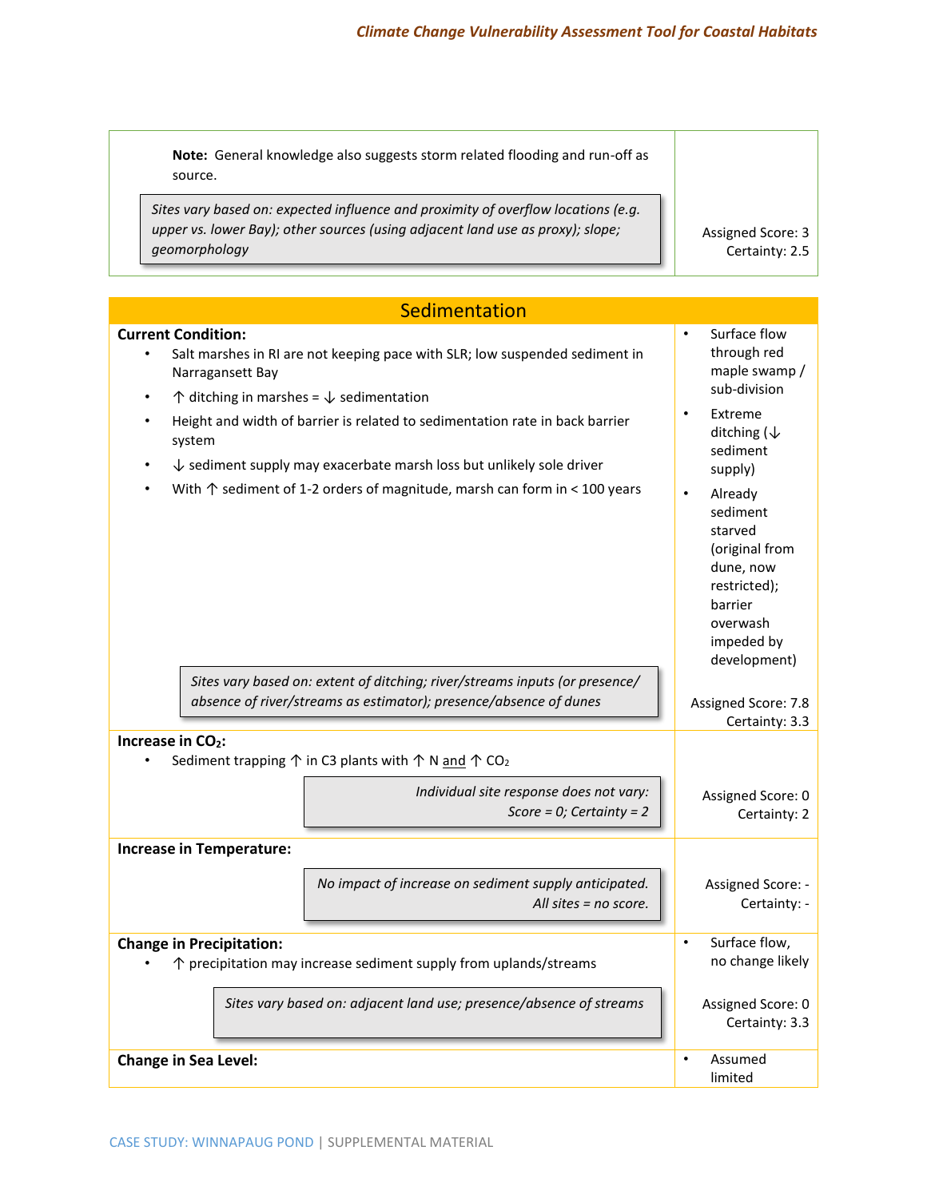**Note:** General knowledge also suggests storm related flooding and run-off as source.

*Sites vary based on: expected influence and proximity of overflow locations (e.g. upper vs. lower Bay); other sources (using adjacent land use as proxy); slope; geomorphology*

Assigned Score: 3
Certainty: 2.5

## Sedimentation

**Current Condition:**

- Salt marshes in RI are not keeping pace with SLR; low suspended sediment in Narragansett Bay
- ↑ ditching in marshes = ↓ sedimentation
- Height and width of barrier is related to sedimentation rate in back barrier system
- ↓ sediment supply may exacerbate marsh loss but unlikely sole driver
- With ↑ sediment of 1-2 orders of magnitude, marsh can form in < 100 years

*Sites vary based on: extent of ditching; river/streams inputs (or presence/ absence of river/streams as estimator); presence/absence of dunes*

- Surface flow through red maple swamp / sub-division
- Extreme ditching (↓ sediment supply)
- Already sediment starved (original from dune, now restricted); barrier overwash impeded by development)

Assigned Score: 7.8
Certainty: 3.3

**Increase in $CO_2$:**

- Sediment trapping ↑ in C3 plants with ↑ N and ↑ $CO_2$

*Individual site response does not vary: Score = 0; Certainty = 2*

Assigned Score: 0
Certainty: 2

**Increase in Temperature:**

*No impact of increase on sediment supply anticipated. All sites = no score.*

Assigned Score: -
Certainty: -

**Change in Precipitation:**

- ↑ precipitation may increase sediment supply from uplands/streams

*Sites vary based on: adjacent land use; presence/absence of streams*

- Surface flow, no change likely

Assigned Score: 0
Certainty: 3.3

**Change in Sea Level:**

- Assumed limited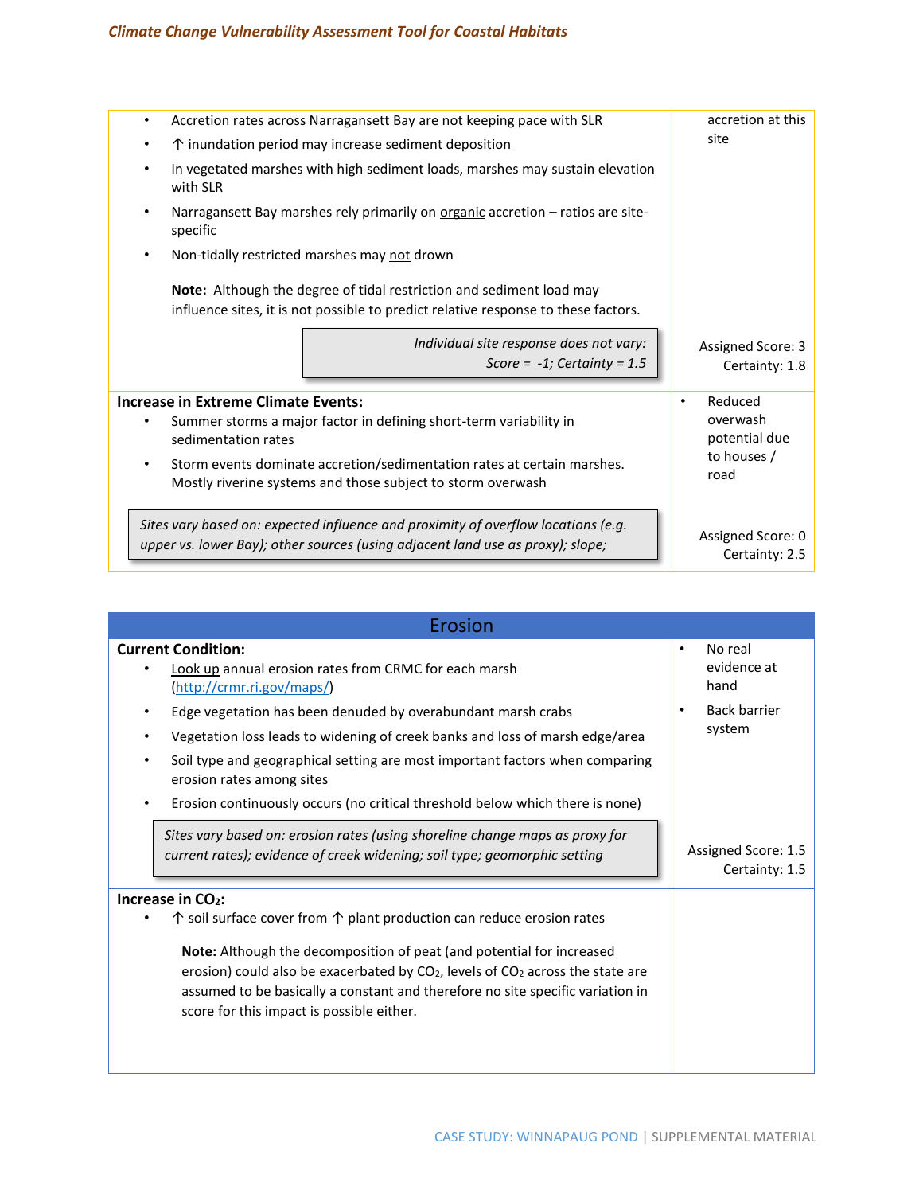| | |
|---|---|
| • Accretion rates across Narragansett Bay are not keeping pace with SLR<br>• ↑ inundation period may increase sediment deposition<br>• In vegetated marshes with high sediment loads, marshes may sustain elevation with SLR<br>• Narragansett Bay marshes rely primarily on organic accretion – ratios are site-specific<br>• Non-tidally restricted marshes may not drown<br><br>**Note:** Although the degree of tidal restriction and sediment load may influence sites, it is not possible to predict relative response to these factors.<br><br>*Individual site response does not vary: Score = -1; Certainty = 1.5* | accretion at this site<br><br>Assigned Score: 3<br>Certainty: 1.8 |
| **Increase in Extreme Climate Events:**<br>• Summer storms a major factor in defining short-term variability in sedimentation rates<br>• Storm events dominate accretion/sedimentation rates at certain marshes. Mostly riverine systems and those subject to storm overwash<br><br>*Sites vary based on: expected influence and proximity of overflow locations (e.g. upper vs. lower Bay); other sources (using adjacent land use as proxy); slope;* | • Reduced overwash potential due to houses / road<br><br>Assigned Score: 0<br>Certainty: 2.5 |

## Erosion

| | |
|---|---|
| **Current Condition:**<br>• Look up annual erosion rates from CRMC for each marsh (http://crmr.ri.gov/maps/)<br>• Edge vegetation has been denuded by overabundant marsh crabs<br>• Vegetation loss leads to widening of creek banks and loss of marsh edge/area<br>• Soil type and geographical setting are most important factors when comparing erosion rates among sites<br>• Erosion continuously occurs (no critical threshold below which there is none)<br><br>*Sites vary based on: erosion rates (using shoreline change maps as proxy for current rates); evidence of creek widening; soil type; geomorphic setting* | • No real evidence at hand<br>• Back barrier system<br><br>Assigned Score: 1.5<br>Certainty: 1.5 |
| **Increase in $CO_2$:**<br>• ↑ soil surface cover from ↑ plant production can reduce erosion rates<br><br>**Note:** Although the decomposition of peat (and potential for increased erosion) could also be exacerbated by $CO_2$, levels of $CO_2$ across the state are assumed to be basically a constant and therefore no site specific variation in score for this impact is possible either. | |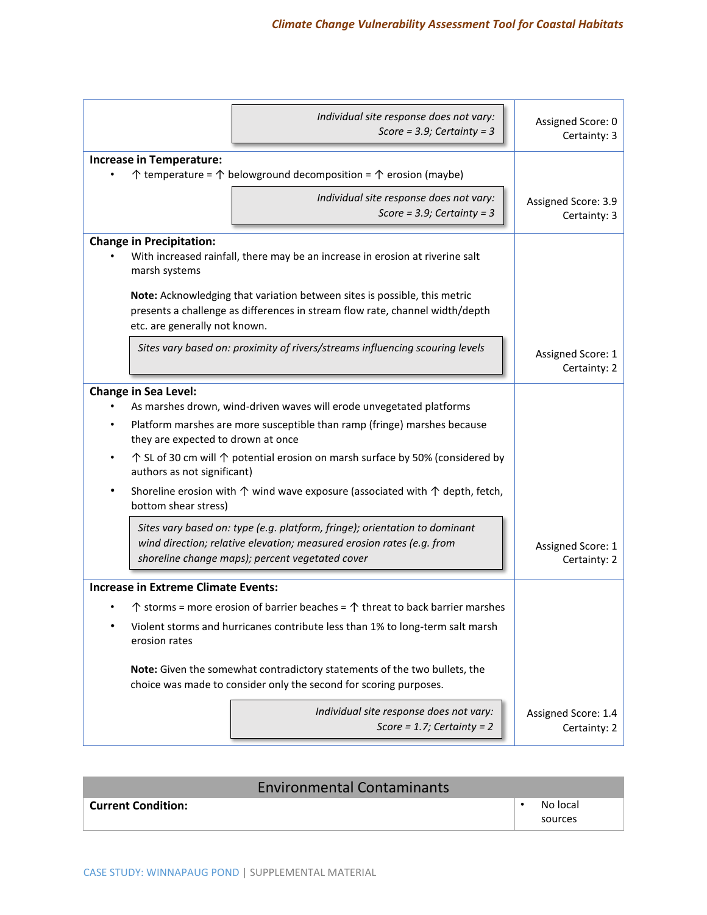| | |
|---|---|
| *Individual site response does not vary: Score = 3.9; Certainty = 3* | Assigned Score: 0<br>Certainty: 3 |
| **Increase in Temperature:**<br>• ↑ temperature = ↑ belowground decomposition = ↑ erosion (maybe)<br>*Individual site response does not vary: Score = 3.9; Certainty = 3* | Assigned Score: 3.9<br>Certainty: 3 |
| **Change in Precipitation:**<br>• With increased rainfall, there may be an increase in erosion at riverine salt marsh systems<br>**Note:** Acknowledging that variation between sites is possible, this metric presents a challenge as differences in stream flow rate, channel width/depth etc. are generally not known.<br>*Sites vary based on: proximity of rivers/streams influencing scouring levels* | Assigned Score: 1<br>Certainty: 2 |
| **Change in Sea Level:**<br>• As marshes drown, wind-driven waves will erode unvegetated platforms<br>• Platform marshes are more susceptible than ramp (fringe) marshes because they are expected to drown at once<br>• ↑ SL of 30 cm will ↑ potential erosion on marsh surface by 50% (considered by authors as not significant)<br>• Shoreline erosion with ↑ wind wave exposure (associated with ↑ depth, fetch, bottom shear stress)<br>*Sites vary based on: type (e.g. platform, fringe); orientation to dominant wind direction; relative elevation; measured erosion rates (e.g. from shoreline change maps); percent vegetated cover* | Assigned Score: 1<br>Certainty: 2 |
| **Increase in Extreme Climate Events:**<br>• ↑ storms = more erosion of barrier beaches = ↑ threat to back barrier marshes<br>• Violent storms and hurricanes contribute less than 1% to long-term salt marsh erosion rates<br>**Note:** Given the somewhat contradictory statements of the two bullets, the choice was made to consider only the second for scoring purposes.<br>*Individual site response does not vary: Score = 1.7; Certainty = 2* | Assigned Score: 1.4<br>Certainty: 2 |

## Environmental Contaminants

| | |
|---|---|
| **Current Condition:** | • No local sources |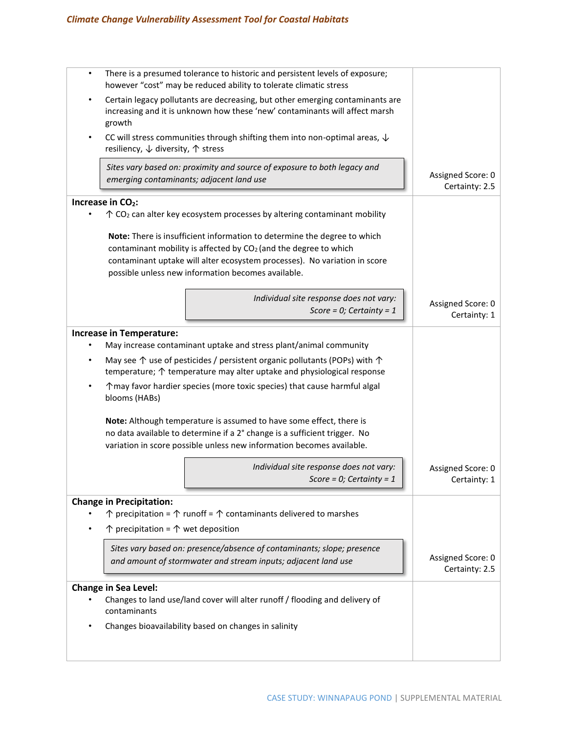| | |
|---|---|
| • There is a presumed tolerance to historic and persistent levels of exposure; however "cost" may be reduced ability to tolerate climatic stress<br>• Certain legacy pollutants are decreasing, but other emerging contaminants are increasing and it is unknown how these 'new' contaminants will affect marsh growth<br>• CC will stress communities through shifting them into non-optimal areas, ↓ resiliency, ↓ diversity, ↑ stress<br>*Sites vary based on: proximity and source of exposure to both legacy and emerging contaminants; adjacent land use* | Assigned Score: 0<br>Certainty: 2.5 |
| **Increase in $CO_2$:**<br>• ↑ $CO_2$ can alter key ecosystem processes by altering contaminant mobility<br>**Note:** There is insufficient information to determine the degree to which contaminant mobility is affected by $CO_2$ (and the degree to which contaminant uptake will alter ecosystem processes). No variation in score possible unless new information becomes available.<br>*Individual site response does not vary: Score = 0; Certainty = 1* | Assigned Score: 0<br>Certainty: 1 |
| **Increase in Temperature:**<br>• May increase contaminant uptake and stress plant/animal community<br>• May see ↑ use of pesticides / persistent organic pollutants (POPs) with ↑ temperature; ↑ temperature may alter uptake and physiological response<br>• ↑may favor hardier species (more toxic species) that cause harmful algal blooms (HABs)<br>**Note:** Although temperature is assumed to have some effect, there is no data available to determine if a 2° change is a sufficient trigger. No variation in score possible unless new information becomes available.<br>*Individual site response does not vary: Score = 0; Certainty = 1* | Assigned Score: 0<br>Certainty: 1 |
| **Change in Precipitation:**<br>• ↑ precipitation = ↑ runoff = ↑ contaminants delivered to marshes<br>• ↑ precipitation = ↑ wet deposition<br>*Sites vary based on: presence/absence of contaminants; slope; presence and amount of stormwater and stream inputs; adjacent land use* | Assigned Score: 0<br>Certainty: 2.5 |
| **Change in Sea Level:**<br>• Changes to land use/land cover will alter runoff / flooding and delivery of contaminants<br>• Changes bioavailability based on changes in salinity | |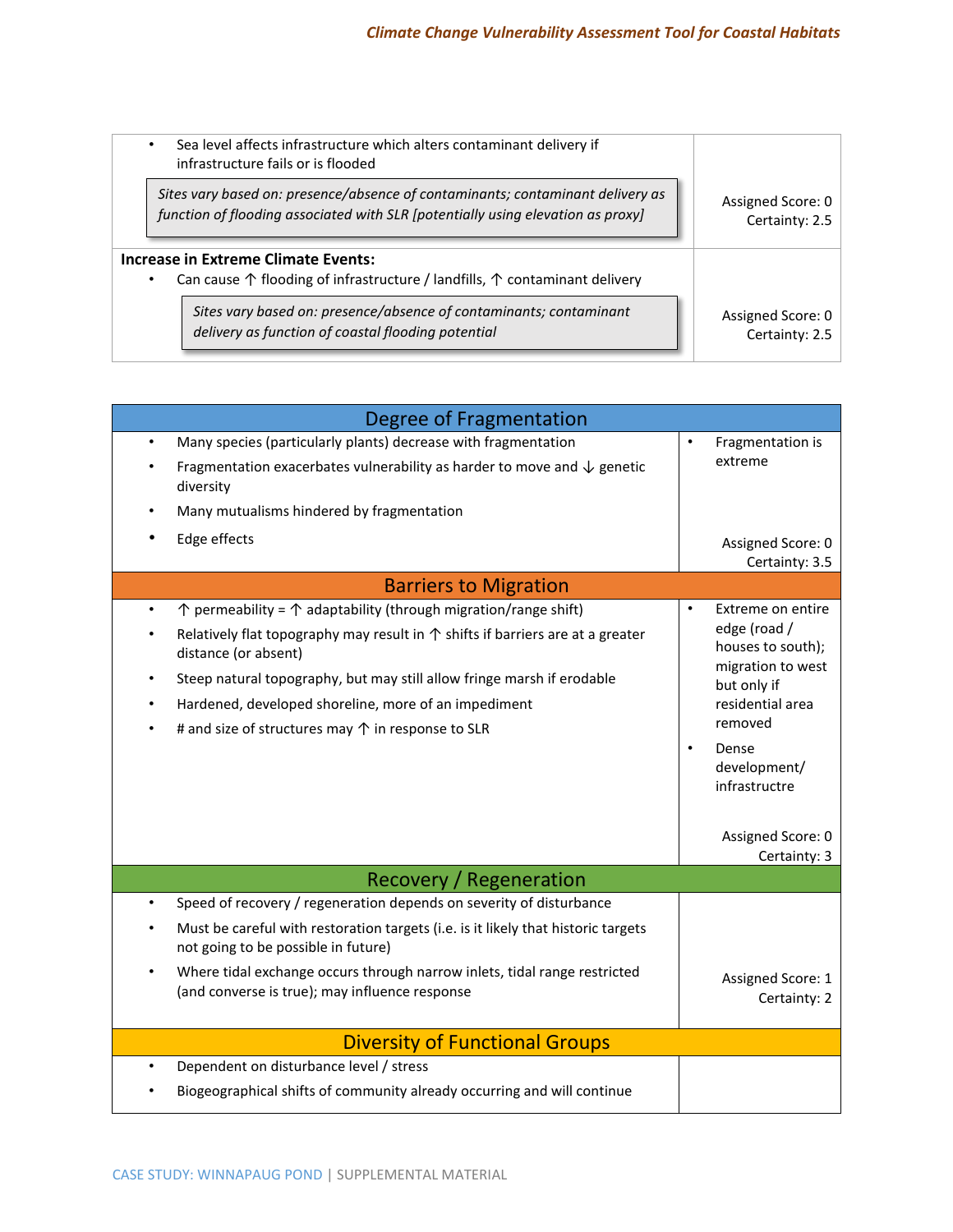| | |
|---|---|
| • Sea level affects infrastructure which alters contaminant delivery if infrastructure fails or is flooded<br><br>*Sites vary based on: presence/absence of contaminants; contaminant delivery as function of flooding associated with SLR [potentially using elevation as proxy]* | Assigned Score: 0<br>Certainty: 2.5 |
| **Increase in Extreme Climate Events:**<br>• Can cause ↑ flooding of infrastructure / landfills, ↑ contaminant delivery<br><br>*Sites vary based on: presence/absence of contaminants; contaminant delivery as function of coastal flooding potential* | Assigned Score: 0<br>Certainty: 2.5 |

| Degree of Fragmentation | |
|---|---|
| • Many species (particularly plants) decrease with fragmentation<br>• Fragmentation exacerbates vulnerability as harder to move and ↓ genetic diversity<br>• Many mutualisms hindered by fragmentation<br>• Edge effects | • Fragmentation is extreme<br><br>Assigned Score: 0<br>Certainty: 3.5 |
| **Barriers to Migration** | |
| • ↑ permeability = ↑ adaptability (through migration/range shift)<br>• Relatively flat topography may result in ↑ shifts if barriers are at a greater distance (or absent)<br>• Steep natural topography, but may still allow fringe marsh if erodable<br>• Hardened, developed shoreline, more of an impediment<br>• # and size of structures may ↑ in response to SLR | • Extreme on entire edge (road / houses to south); migration to west but only if residential area removed<br>• Dense development/ infrastructre<br><br>Assigned Score: 0<br>Certainty: 3 |
| **Recovery / Regeneration** | |
| • Speed of recovery / regeneration depends on severity of disturbance<br>• Must be careful with restoration targets (i.e. is it likely that historic targets not going to be possible in future)<br>• Where tidal exchange occurs through narrow inlets, tidal range restricted (and converse is true); may influence response | Assigned Score: 1<br>Certainty: 2 |
| **Diversity of Functional Groups** | |
| • Dependent on disturbance level / stress<br>• Biogeographical shifts of community already occurring and will continue | |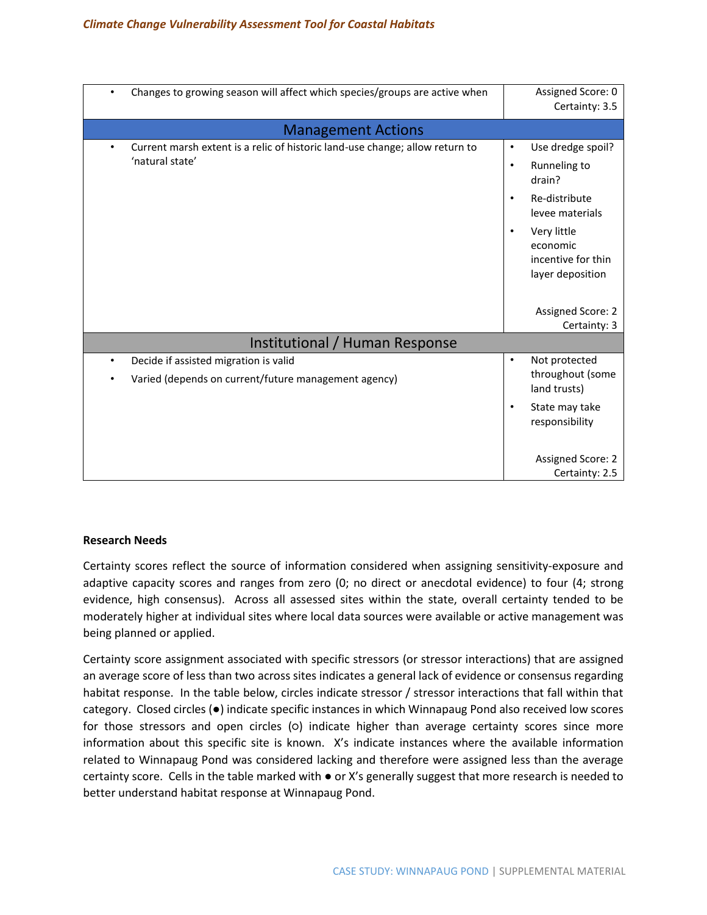| | |
|---|---|
| • Changes to growing season will affect which species/groups are active when | Assigned Score: 0<br>Certainty: 3.5 |
| **Management Actions** | |
| • Current marsh extent is a relic of historic land-use change; allow return to 'natural state' | • Use dredge spoil?<br>• Runneling to drain?<br>• Re-distribute levee materials<br>• Very little economic incentive for thin layer deposition<br><br>Assigned Score: 2<br>Certainty: 3 |
| **Institutional / Human Response** | |
| • Decide if assisted migration is valid<br>• Varied (depends on current/future management agency) | • Not protected throughout (some land trusts)<br>• State may take responsibility<br><br>Assigned Score: 2<br>Certainty: 2.5 |

**Research Needs**

Certainty scores reflect the source of information considered when assigning sensitivity-exposure and adaptive capacity scores and ranges from zero (0; no direct or anecdotal evidence) to four (4; strong evidence, high consensus). Across all assessed sites within the state, overall certainty tended to be moderately higher at individual sites where local data sources were available or active management was being planned or applied.

Certainty score assignment associated with specific stressors (or stressor interactions) that are assigned an average score of less than two across sites indicates a general lack of evidence or consensus regarding habitat response. In the table below, circles indicate stressor / stressor interactions that fall within that category. Closed circles (●) indicate specific instances in which Winnapaug Pond also received low scores for those stressors and open circles (○) indicate higher than average certainty scores since more information about this specific site is known. X's indicate instances where the available information related to Winnapaug Pond was considered lacking and therefore were assigned less than the average certainty score. Cells in the table marked with ● or X's generally suggest that more research is needed to better understand habitat response at Winnapaug Pond.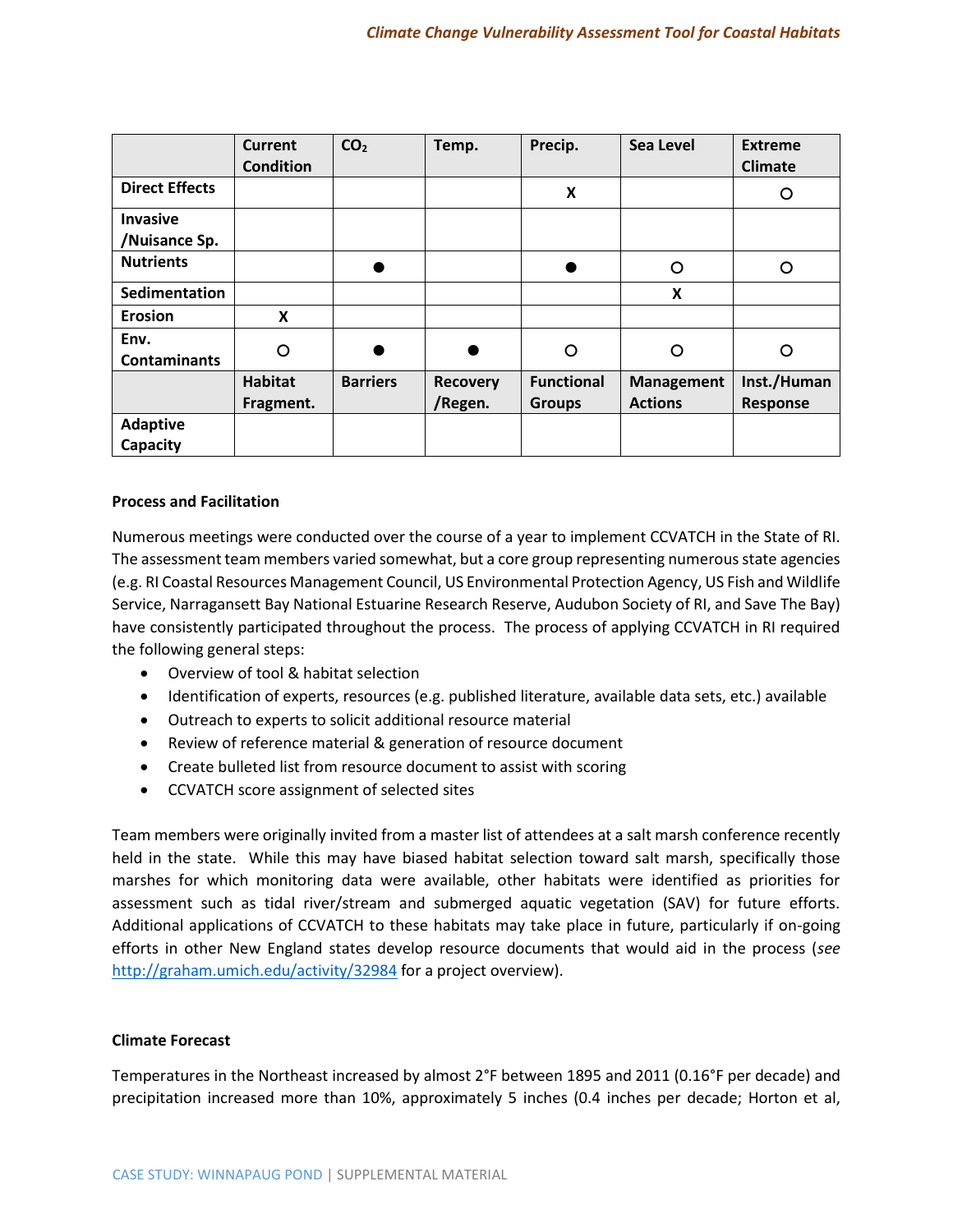| | Current Condition | $CO_2$ | Temp. | Precip. | Sea Level | Extreme Climate |
|---|---|---|---|---|---|---|
| **Direct Effects** | | | | X | | ○ |
| **Invasive /Nuisance Sp.** | | | | | | |
| **Nutrients** | | ● | | ● | ○ | ○ |
| **Sedimentation** | | | | | X | |
| **Erosion** | X | | | | | |
| **Env. Contaminants** | ○ | ● | ● | ○ | ○ | ○ |
| | **Habitat Fragment.** | **Barriers** | **Recovery /Regen.** | **Functional Groups** | **Management Actions** | **Inst./Human Response** |
| **Adaptive Capacity** | | | | | | |

**Process and Facilitation**

Numerous meetings were conducted over the course of a year to implement CCVATCH in the State of RI. The assessment team members varied somewhat, but a core group representing numerous state agencies (e.g. RI Coastal Resources Management Council, US Environmental Protection Agency, US Fish and Wildlife Service, Narragansett Bay National Estuarine Research Reserve, Audubon Society of RI, and Save The Bay) have consistently participated throughout the process. The process of applying CCVATCH in RI required the following general steps:

- Overview of tool & habitat selection
- Identification of experts, resources (e.g. published literature, available data sets, etc.) available
- Outreach to experts to solicit additional resource material
- Review of reference material & generation of resource document
- Create bulleted list from resource document to assist with scoring
- CCVATCH score assignment of selected sites

Team members were originally invited from a master list of attendees at a salt marsh conference recently held in the state. While this may have biased habitat selection toward salt marsh, specifically those marshes for which monitoring data were available, other habitats were identified as priorities for assessment such as tidal river/stream and submerged aquatic vegetation (SAV) for future efforts. Additional applications of CCVATCH to these habitats may take place in future, particularly if on-going efforts in other New England states develop resource documents that would aid in the process (*see* http://graham.umich.edu/activity/32984 for a project overview).

**Climate Forecast**

Temperatures in the Northeast increased by almost 2°F between 1895 and 2011 (0.16°F per decade) and precipitation increased more than 10%, approximately 5 inches (0.4 inches per decade; Horton et al,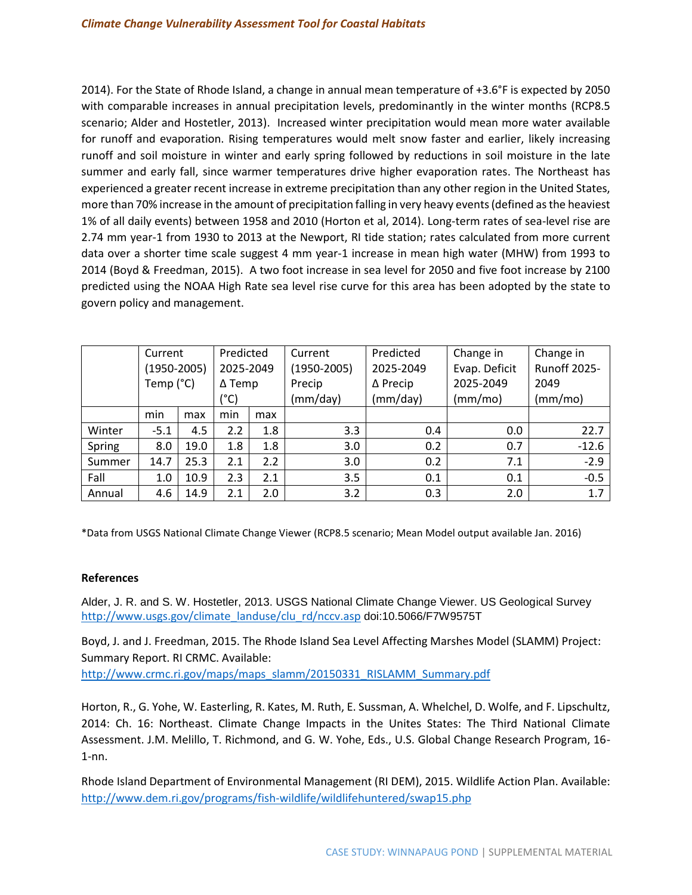2014). For the State of Rhode Island, a change in annual mean temperature of +3.6°F is expected by 2050 with comparable increases in annual precipitation levels, predominantly in the winter months (RCP8.5 scenario; Alder and Hostetler, 2013). Increased winter precipitation would mean more water available for runoff and evaporation. Rising temperatures would melt snow faster and earlier, likely increasing runoff and soil moisture in winter and early spring followed by reductions in soil moisture in the late summer and early fall, since warmer temperatures drive higher evaporation rates. The Northeast has experienced a greater recent increase in extreme precipitation than any other region in the United States, more than 70% increase in the amount of precipitation falling in very heavy events (defined as the heaviest 1% of all daily events) between 1958 and 2010 (Horton et al, 2014). Long-term rates of sea-level rise are 2.74 mm year-1 from 1930 to 2013 at the Newport, RI tide station; rates calculated from more current data over a shorter time scale suggest 4 mm year-1 increase in mean high water (MHW) from 1993 to 2014 (Boyd & Freedman, 2015). A two foot increase in sea level for 2050 and five foot increase by 2100 predicted using the NOAA High Rate sea level rise curve for this area has been adopted by the state to govern policy and management.

| | Current (1950-2005) Temp (°C) | | Predicted 2025-2049 Δ Temp (°C) | | Current (1950-2005) Precip (mm/day) | Predicted 2025-2049 Δ Precip (mm/day) | Change in Evap. Deficit 2025-2049 (mm/mo) | Change in Runoff 2025-2049 (mm/mo) |
|---|---|---|---|---|---|---|---|---|
| | min | max | min | max | | | | |
| Winter | -5.1 | 4.5 | 2.2 | 1.8 | 3.3 | 0.4 | 0.0 | 22.7 |
| Spring | 8.0 | 19.0 | 1.8 | 1.8 | 3.0 | 0.2 | 0.7 | -12.6 |
| Summer | 14.7 | 25.3 | 2.1 | 2.2 | 3.0 | 0.2 | 7.1 | -2.9 |
| Fall | 1.0 | 10.9 | 2.3 | 2.1 | 3.5 | 0.1 | 0.1 | -0.5 |
| Annual | 4.6 | 14.9 | 2.1 | 2.0 | 3.2 | 0.3 | 2.0 | 1.7 |

*Data from USGS National Climate Change Viewer (RCP8.5 scenario; Mean Model output available Jan. 2016)

**References**

Alder, J. R. and S. W. Hostetler, 2013. USGS National Climate Change Viewer. US Geological Survey http://www.usgs.gov/climate_landuse/clu_rd/nccv.asp doi:10.5066/F7W9575T

Boyd, J. and J. Freedman, 2015. The Rhode Island Sea Level Affecting Marshes Model (SLAMM) Project: Summary Report. RI CRMC. Available: http://www.crmc.ri.gov/maps/maps_slamm/20150331_RISLAMM_Summary.pdf

Horton, R., G. Yohe, W. Easterling, R. Kates, M. Ruth, E. Sussman, A. Whelchel, D. Wolfe, and F. Lipschultz, 2014: Ch. 16: Northeast. Climate Change Impacts in the Unites States: The Third National Climate Assessment. J.M. Melillo, T. Richmond, and G. W. Yohe, Eds., U.S. Global Change Research Program, 16-1-nn.

Rhode Island Department of Environmental Management (RI DEM), 2015. Wildlife Action Plan. Available: http://www.dem.ri.gov/programs/fish-wildlife/wildlifehuntered/swap15.php